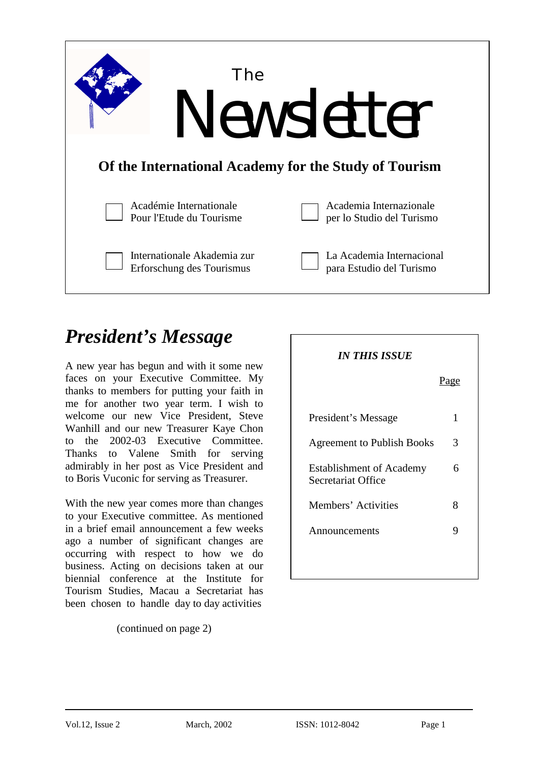# The Newsletter

**Of the International Academy for the Study of Tourism**

- Académie Internationale Pour l'Etude du Tourisme
- Academia Internazionale per lo Studio del Turismo
- Internationale Akademia zur Erforschung des Tourismus
- La Academia Internacional para Estudio del Turismo

## *President's Message*

A new year has begun and with it some new faces on your Executive Committee. My thanks to members for putting your faith in me for another two year term. I wish to welcome our new Vice President, Steve Wanhill and our new Treasurer Kaye Chon to the 2002-03 Executive Committee. Thanks to Valene Smith for serving admirably in her post as Vice President and to Boris Vuconic for serving as Treasurer.

With the new year comes more than changes to your Executive committee. As mentioned in a brief email announcement a few weeks ago a number of significant changes are occurring with respect to how we do business. Acting on decisions taken at our biennial conference at the Institute for Tourism Studies, Macau a Secretariat has been chosen to handle day to day activities

(continued on page 2)

***IN THIS ISSUE***

| | Page |
|---|---|
| President's Message | 1 |
| Agreement to Publish Books | 3 |
| Establishment of Academy Secretariat Office | 6 |
| Members' Activities | 8 |
| Announcements | 9 |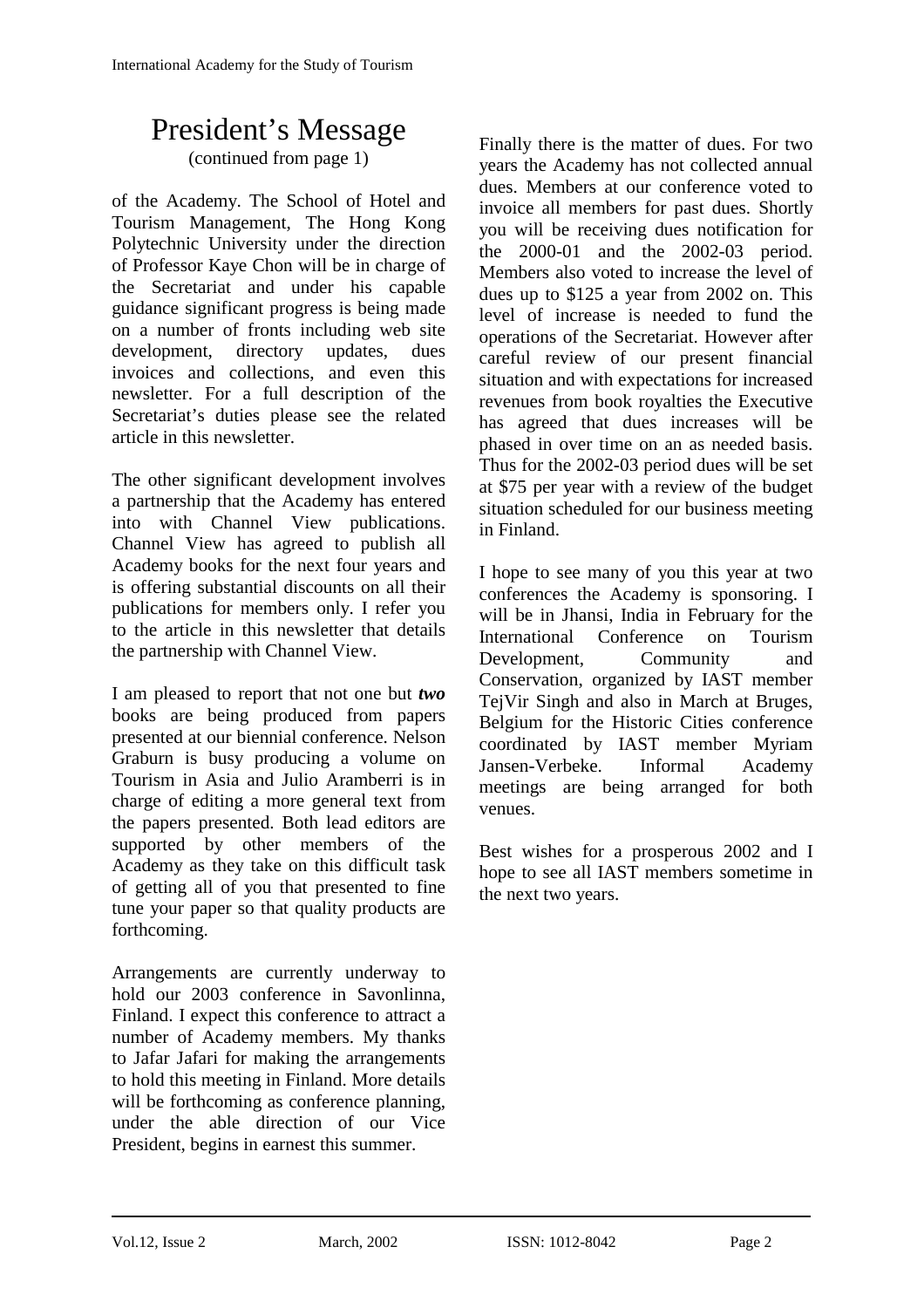# President's Message

(continued from page 1)

of the Academy. The School of Hotel and Tourism Management, The Hong Kong Polytechnic University under the direction of Professor Kaye Chon will be in charge of the Secretariat and under his capable guidance significant progress is being made on a number of fronts including web site development, directory updates, dues invoices and collections, and even this newsletter. For a full description of the Secretariat's duties please see the related article in this newsletter.

The other significant development involves a partnership that the Academy has entered into with Channel View publications. Channel View has agreed to publish all Academy books for the next four years and is offering substantial discounts on all their publications for members only. I refer you to the article in this newsletter that details the partnership with Channel View.

I am pleased to report that not one but ***two*** books are being produced from papers presented at our biennial conference. Nelson Graburn is busy producing a volume on Tourism in Asia and Julio Aramberri is in charge of editing a more general text from the papers presented. Both lead editors are supported by other members of the Academy as they take on this difficult task of getting all of you that presented to fine tune your paper so that quality products are forthcoming.

Arrangements are currently underway to hold our 2003 conference in Savonlinna, Finland. I expect this conference to attract a number of Academy members. My thanks to Jafar Jafari for making the arrangements to hold this meeting in Finland. More details will be forthcoming as conference planning, under the able direction of our Vice President, begins in earnest this summer.

Finally there is the matter of dues. For two years the Academy has not collected annual dues. Members at our conference voted to invoice all members for past dues. Shortly you will be receiving dues notification for the 2000-01 and the 2002-03 period. Members also voted to increase the level of dues up to $125 a year from 2002 on. This level of increase is needed to fund the operations of the Secretariat. However after careful review of our present financial situation and with expectations for increased revenues from book royalties the Executive has agreed that dues increases will be phased in over time on an as needed basis. Thus for the 2002-03 period dues will be set at $75 per year with a review of the budget situation scheduled for our business meeting in Finland.

I hope to see many of you this year at two conferences the Academy is sponsoring. I will be in Jhansi, India in February for the International Conference on Tourism Development, Community and Conservation, organized by IAST member TejVir Singh and also in March at Bruges, Belgium for the Historic Cities conference coordinated by IAST member Myriam Jansen-Verbeke. Informal Academy meetings are being arranged for both venues.

Best wishes for a prosperous 2002 and I hope to see all IAST members sometime in the next two years.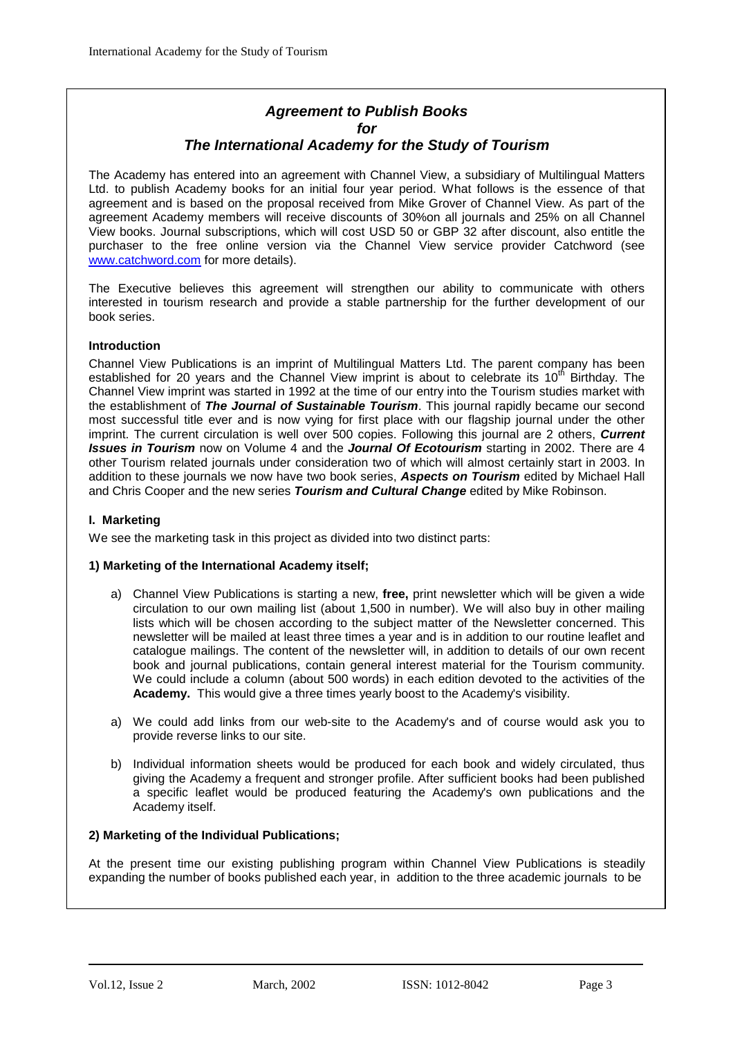## *Agreement to Publish Books*
## *for*
## *The International Academy for the Study of Tourism*

The Academy has entered into an agreement with Channel View, a subsidiary of Multilingual Matters Ltd. to publish Academy books for an initial four year period. What follows is the essence of that agreement and is based on the proposal received from Mike Grover of Channel View. As part of the agreement Academy members will receive discounts of 30%on all journals and 25% on all Channel View books. Journal subscriptions, which will cost USD 50 or GBP 32 after discount, also entitle the purchaser to the free online version via the Channel View service provider Catchword (see www.catchword.com for more details).

The Executive believes this agreement will strengthen our ability to communicate with others interested in tourism research and provide a stable partnership for the further development of our book series.

**Introduction**

Channel View Publications is an imprint of Multilingual Matters Ltd. The parent company has been established for 20 years and the Channel View imprint is about to celebrate its 10th Birthday. The Channel View imprint was started in 1992 at the time of our entry into the Tourism studies market with the establishment of ***The Journal of Sustainable Tourism***. This journal rapidly became our second most successful title ever and is now vying for first place with our flagship journal under the other imprint. The current circulation is well over 500 copies. Following this journal are 2 others, ***Current Issues in Tourism*** now on Volume 4 and the ***Journal Of Ecotourism*** starting in 2002. There are 4 other Tourism related journals under consideration two of which will almost certainly start in 2003. In addition to these journals we now have two book series, ***Aspects on Tourism*** edited by Michael Hall and Chris Cooper and the new series ***Tourism and Cultural Change*** edited by Mike Robinson.

**I. Marketing**

We see the marketing task in this project as divided into two distinct parts:

**1) Marketing of the International Academy itself;**

a) Channel View Publications is starting a new, **free,** print newsletter which will be given a wide circulation to our own mailing list (about 1,500 in number). We will also buy in other mailing lists which will be chosen according to the subject matter of the Newsletter concerned. This newsletter will be mailed at least three times a year and is in addition to our routine leaflet and catalogue mailings. The content of the newsletter will, in addition to details of our own recent book and journal publications, contain general interest material for the Tourism community. We could include a column (about 500 words) in each edition devoted to the activities of the **Academy.** This would give a three times yearly boost to the Academy's visibility.

a) We could add links from our web-site to the Academy's and of course would ask you to provide reverse links to our site.

b) Individual information sheets would be produced for each book and widely circulated, thus giving the Academy a frequent and stronger profile. After sufficient books had been published a specific leaflet would be produced featuring the Academy's own publications and the Academy itself.

**2) Marketing of the Individual Publications;**

At the present time our existing publishing program within Channel View Publications is steadily expanding the number of books published each year, in addition to the three academic journals to be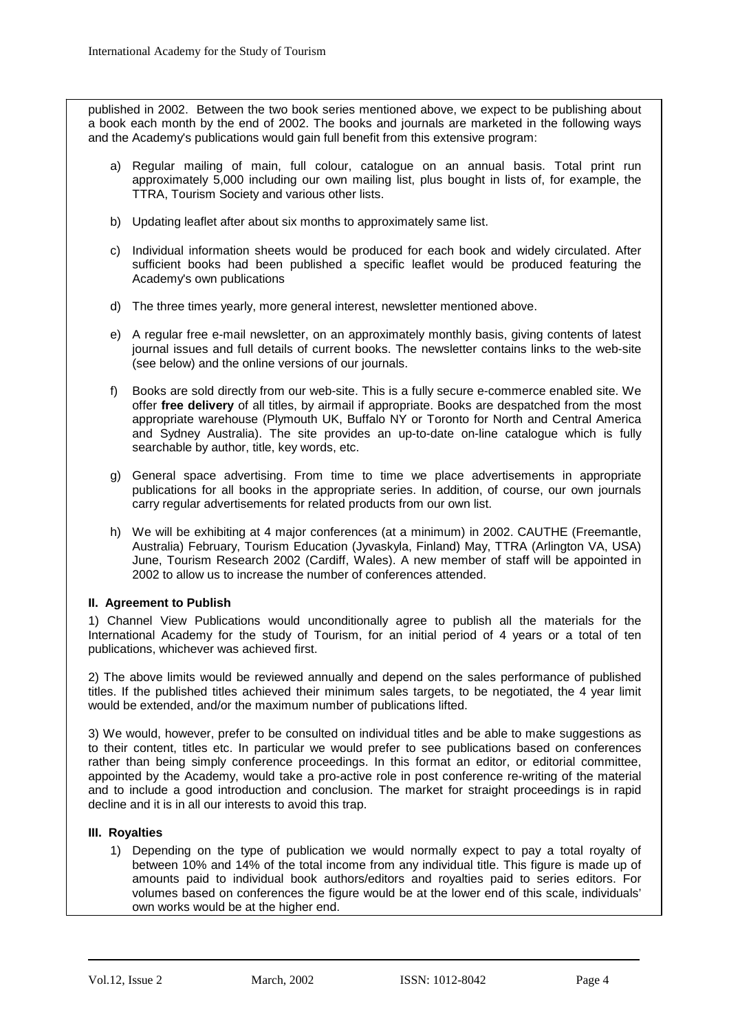published in 2002. Between the two book series mentioned above, we expect to be publishing about a book each month by the end of 2002. The books and journals are marketed in the following ways and the Academy's publications would gain full benefit from this extensive program:

a) Regular mailing of main, full colour, catalogue on an annual basis. Total print run approximately 5,000 including our own mailing list, plus bought in lists of, for example, the TTRA, Tourism Society and various other lists.

b) Updating leaflet after about six months to approximately same list.

c) Individual information sheets would be produced for each book and widely circulated. After sufficient books had been published a specific leaflet would be produced featuring the Academy's own publications

d) The three times yearly, more general interest, newsletter mentioned above.

e) A regular free e-mail newsletter, on an approximately monthly basis, giving contents of latest journal issues and full details of current books. The newsletter contains links to the web-site (see below) and the online versions of our journals.

f) Books are sold directly from our web-site. This is a fully secure e-commerce enabled site. We offer **free delivery** of all titles, by airmail if appropriate. Books are despatched from the most appropriate warehouse (Plymouth UK, Buffalo NY or Toronto for North and Central America and Sydney Australia). The site provides an up-to-date on-line catalogue which is fully searchable by author, title, key words, etc.

g) General space advertising. From time to time we place advertisements in appropriate publications for all books in the appropriate series. In addition, of course, our own journals carry regular advertisements for related products from our own list.

h) We will be exhibiting at 4 major conferences (at a minimum) in 2002. CAUTHE (Freemantle, Australia) February, Tourism Education (Jyvaskyla, Finland) May, TTRA (Arlington VA, USA) June, Tourism Research 2002 (Cardiff, Wales). A new member of staff will be appointed in 2002 to allow us to increase the number of conferences attended.

### II. Agreement to Publish

1) Channel View Publications would unconditionally agree to publish all the materials for the International Academy for the study of Tourism, for an initial period of 4 years or a total of ten publications, whichever was achieved first.

2) The above limits would be reviewed annually and depend on the sales performance of published titles. If the published titles achieved their minimum sales targets, to be negotiated, the 4 year limit would be extended, and/or the maximum number of publications lifted.

3) We would, however, prefer to be consulted on individual titles and be able to make suggestions as to their content, titles etc. In particular we would prefer to see publications based on conferences rather than being simply conference proceedings. In this format an editor, or editorial committee, appointed by the Academy, would take a pro-active role in post conference re-writing of the material and to include a good introduction and conclusion. The market for straight proceedings is in rapid decline and it is in all our interests to avoid this trap.

### III. Royalties

1) Depending on the type of publication we would normally expect to pay a total royalty of between 10% and 14% of the total income from any individual title. This figure is made up of amounts paid to individual book authors/editors and royalties paid to series editors. For volumes based on conferences the figure would be at the lower end of this scale, individuals' own works would be at the higher end.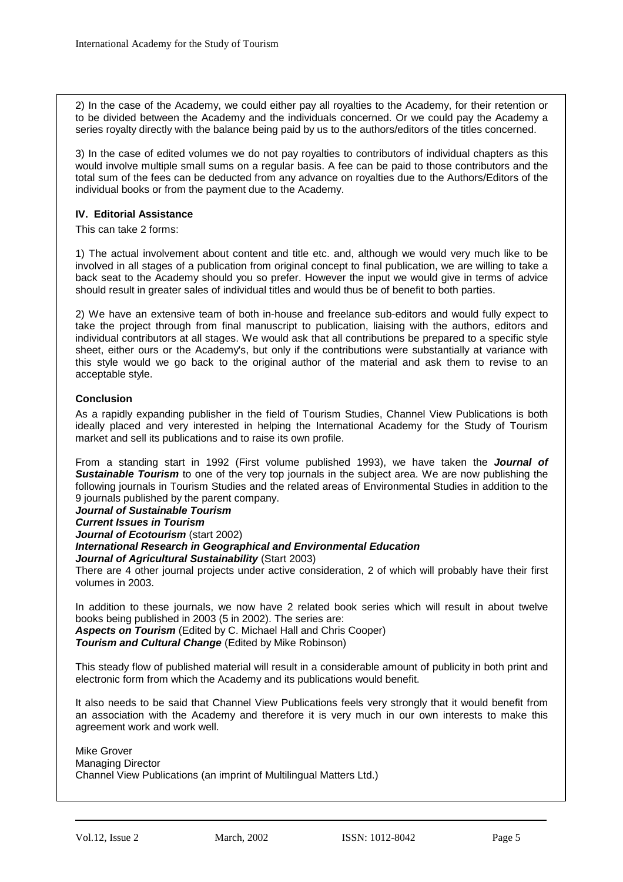2) In the case of the Academy, we could either pay all royalties to the Academy, for their retention or to be divided between the Academy and the individuals concerned. Or we could pay the Academy a series royalty directly with the balance being paid by us to the authors/editors of the titles concerned.

3) In the case of edited volumes we do not pay royalties to contributors of individual chapters as this would involve multiple small sums on a regular basis. A fee can be paid to those contributors and the total sum of the fees can be deducted from any advance on royalties due to the Authors/Editors of the individual books or from the payment due to the Academy.

**IV. Editorial Assistance**

This can take 2 forms:

1) The actual involvement about content and title etc. and, although we would very much like to be involved in all stages of a publication from original concept to final publication, we are willing to take a back seat to the Academy should you so prefer. However the input we would give in terms of advice should result in greater sales of individual titles and would thus be of benefit to both parties.

2) We have an extensive team of both in-house and freelance sub-editors and would fully expect to take the project through from final manuscript to publication, liaising with the authors, editors and individual contributors at all stages. We would ask that all contributions be prepared to a specific style sheet, either ours or the Academy's, but only if the contributions were substantially at variance with this style would we go back to the original author of the material and ask them to revise to an acceptable style.

**Conclusion**

As a rapidly expanding publisher in the field of Tourism Studies, Channel View Publications is both ideally placed and very interested in helping the International Academy for the Study of Tourism market and sell its publications and to raise its own profile.

From a standing start in 1992 (First volume published 1993), we have taken the ***Journal of Sustainable Tourism*** to one of the very top journals in the subject area. We are now publishing the following journals in Tourism Studies and the related areas of Environmental Studies in addition to the 9 journals published by the parent company.

***Journal of Sustainable Tourism***
***Current Issues in Tourism***
***Journal of Ecotourism*** (start 2002)
***International Research in Geographical and Environmental Education***
***Journal of Agricultural Sustainability*** (Start 2003)

There are 4 other journal projects under active consideration, 2 of which will probably have their first volumes in 2003.

In addition to these journals, we now have 2 related book series which will result in about twelve books being published in 2003 (5 in 2002). The series are:

***Aspects on Tourism*** (Edited by C. Michael Hall and Chris Cooper)
***Tourism and Cultural Change*** (Edited by Mike Robinson)

This steady flow of published material will result in a considerable amount of publicity in both print and electronic form from which the Academy and its publications would benefit.

It also needs to be said that Channel View Publications feels very strongly that it would benefit from an association with the Academy and therefore it is very much in our own interests to make this agreement work and work well.

Mike Grover
Managing Director
Channel View Publications (an imprint of Multilingual Matters Ltd.)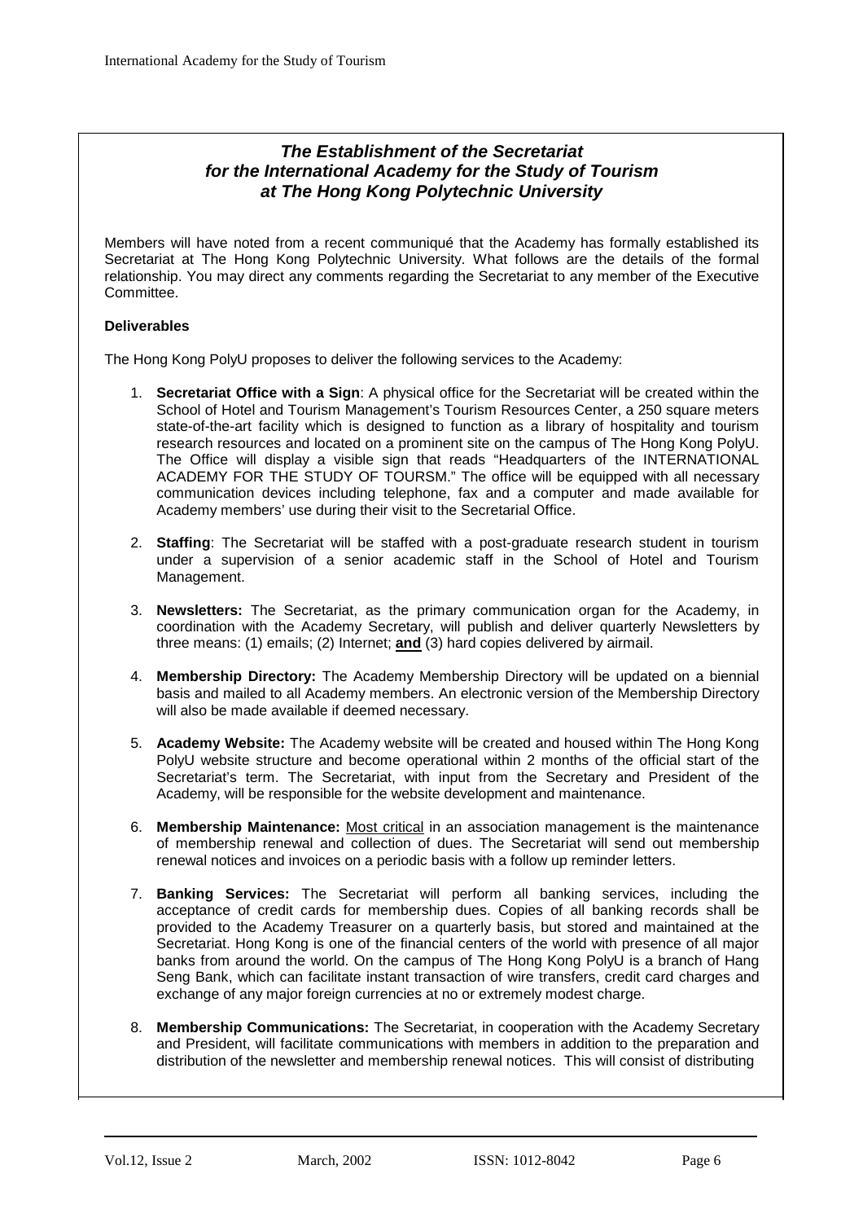## ***The Establishment of the Secretariat for the International Academy for the Study of Tourism at The Hong Kong Polytechnic University***

Members will have noted from a recent communiqué that the Academy has formally established its Secretariat at The Hong Kong Polytechnic University. What follows are the details of the formal relationship. You may direct any comments regarding the Secretariat to any member of the Executive Committee.

**Deliverables**

The Hong Kong PolyU proposes to deliver the following services to the Academy:

1. **Secretariat Office with a Sign**: A physical office for the Secretariat will be created within the School of Hotel and Tourism Management's Tourism Resources Center, a 250 square meters state-of-the-art facility which is designed to function as a library of hospitality and tourism research resources and located on a prominent site on the campus of The Hong Kong PolyU. The Office will display a visible sign that reads "Headquarters of the INTERNATIONAL ACADEMY FOR THE STUDY OF TOURSM." The office will be equipped with all necessary communication devices including telephone, fax and a computer and made available for Academy members' use during their visit to the Secretarial Office.

2. **Staffing**: The Secretariat will be staffed with a post-graduate research student in tourism under a supervision of a senior academic staff in the School of Hotel and Tourism Management.

3. **Newsletters:** The Secretariat, as the primary communication organ for the Academy, in coordination with the Academy Secretary, will publish and deliver quarterly Newsletters by three means: (1) emails; (2) Internet; **and** (3) hard copies delivered by airmail.

4. **Membership Directory:** The Academy Membership Directory will be updated on a biennial basis and mailed to all Academy members. An electronic version of the Membership Directory will also be made available if deemed necessary.

5. **Academy Website:** The Academy website will be created and housed within The Hong Kong PolyU website structure and become operational within 2 months of the official start of the Secretariat's term. The Secretariat, with input from the Secretary and President of the Academy, will be responsible for the website development and maintenance.

6. **Membership Maintenance:** Most critical in an association management is the maintenance of membership renewal and collection of dues. The Secretariat will send out membership renewal notices and invoices on a periodic basis with a follow up reminder letters.

7. **Banking Services:** The Secretariat will perform all banking services, including the acceptance of credit cards for membership dues. Copies of all banking records shall be provided to the Academy Treasurer on a quarterly basis, but stored and maintained at the Secretariat. Hong Kong is one of the financial centers of the world with presence of all major banks from around the world. On the campus of The Hong Kong PolyU is a branch of Hang Seng Bank, which can facilitate instant transaction of wire transfers, credit card charges and exchange of any major foreign currencies at no or extremely modest charge.

8. **Membership Communications:** The Secretariat, in cooperation with the Academy Secretary and President, will facilitate communications with members in addition to the preparation and distribution of the newsletter and membership renewal notices. This will consist of distributing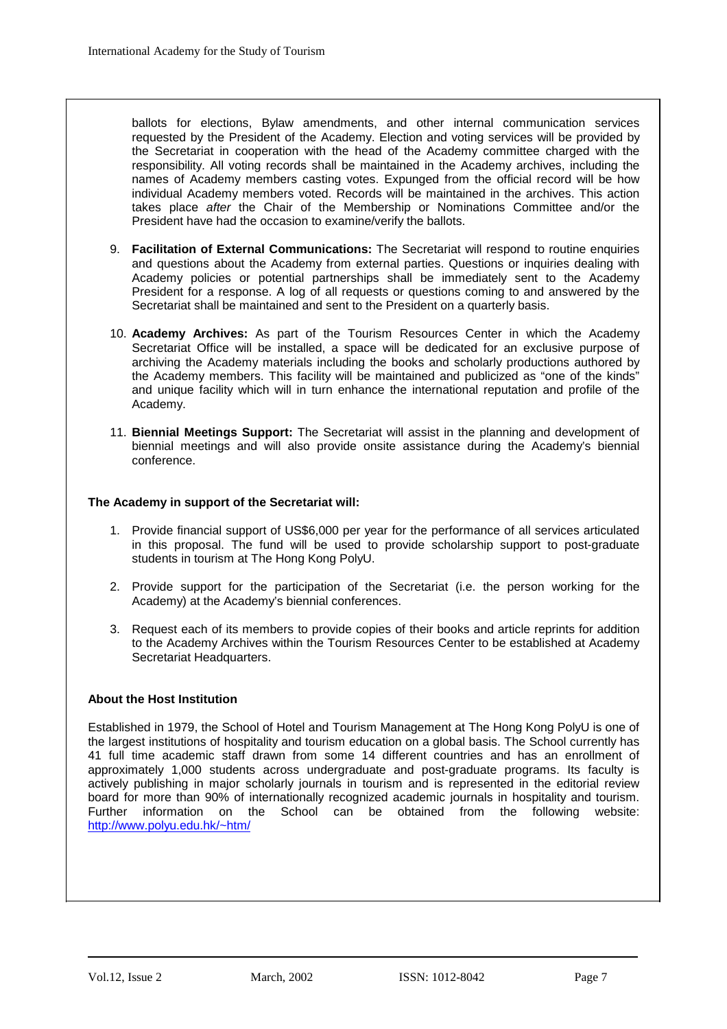ballots for elections, Bylaw amendments, and other internal communication services requested by the President of the Academy. Election and voting services will be provided by the Secretariat in cooperation with the head of the Academy committee charged with the responsibility. All voting records shall be maintained in the Academy archives, including the names of Academy members casting votes. Expunged from the official record will be how individual Academy members voted. Records will be maintained in the archives. This action takes place *after* the Chair of the Membership or Nominations Committee and/or the President have had the occasion to examine/verify the ballots.

9. **Facilitation of External Communications:** The Secretariat will respond to routine enquiries and questions about the Academy from external parties. Questions or inquiries dealing with Academy policies or potential partnerships shall be immediately sent to the Academy President for a response. A log of all requests or questions coming to and answered by the Secretariat shall be maintained and sent to the President on a quarterly basis.

10. **Academy Archives:** As part of the Tourism Resources Center in which the Academy Secretariat Office will be installed, a space will be dedicated for an exclusive purpose of archiving the Academy materials including the books and scholarly productions authored by the Academy members. This facility will be maintained and publicized as "one of the kinds" and unique facility which will in turn enhance the international reputation and profile of the Academy.

11. **Biennial Meetings Support:** The Secretariat will assist in the planning and development of biennial meetings and will also provide onsite assistance during the Academy's biennial conference.

**The Academy in support of the Secretariat will:**

1. Provide financial support of US$6,000 per year for the performance of all services articulated in this proposal. The fund will be used to provide scholarship support to post-graduate students in tourism at The Hong Kong PolyU.

2. Provide support for the participation of the Secretariat (i.e. the person working for the Academy) at the Academy's biennial conferences.

3. Request each of its members to provide copies of their books and article reprints for addition to the Academy Archives within the Tourism Resources Center to be established at Academy Secretariat Headquarters.

**About the Host Institution**

Established in 1979, the School of Hotel and Tourism Management at The Hong Kong PolyU is one of the largest institutions of hospitality and tourism education on a global basis. The School currently has 41 full time academic staff drawn from some 14 different countries and has an enrollment of approximately 1,000 students across undergraduate and post-graduate programs. Its faculty is actively publishing in major scholarly journals in tourism and is represented in the editorial review board for more than 90% of internationally recognized academic journals in hospitality and tourism. Further information on the School can be obtained from the following website: http://www.polyu.edu.hk/~htm/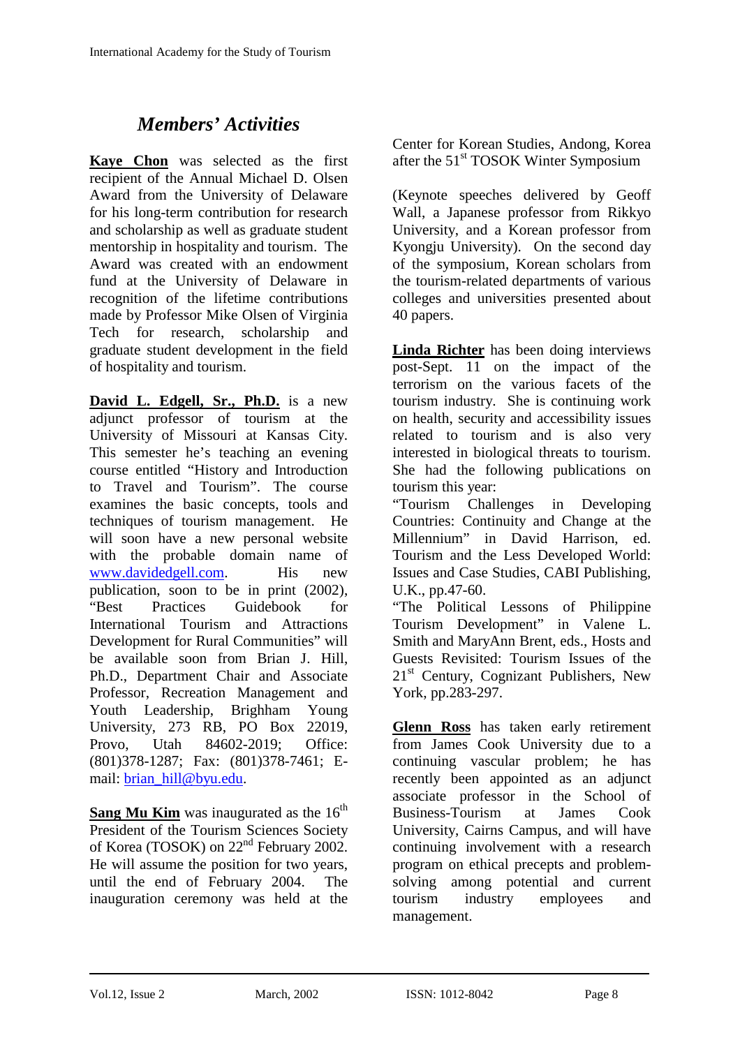## *Members' Activities*

**Kaye Chon** was selected as the first recipient of the Annual Michael D. Olsen Award from the University of Delaware for his long-term contribution for research and scholarship as well as graduate student mentorship in hospitality and tourism. The Award was created with an endowment fund at the University of Delaware in recognition of the lifetime contributions made by Professor Mike Olsen of Virginia Tech for research, scholarship and graduate student development in the field of hospitality and tourism.

**David L. Edgell, Sr., Ph.D.** is a new adjunct professor of tourism at the University of Missouri at Kansas City. This semester he's teaching an evening course entitled "History and Introduction to Travel and Tourism". The course examines the basic concepts, tools and techniques of tourism management. He will soon have a new personal website with the probable domain name of www.davidedgell.com. His new publication, soon to be in print (2002), "Best Practices Guidebook for International Tourism and Attractions Development for Rural Communities" will be available soon from Brian J. Hill, Ph.D., Department Chair and Associate Professor, Recreation Management and Youth Leadership, Brighham Young University, 273 RB, PO Box 22019, Provo, Utah 84602-2019; Office: (801)378-1287; Fax: (801)378-7461; E-mail: brian_hill@byu.edu.

**Sang Mu Kim** was inaugurated as the 16th President of the Tourism Sciences Society of Korea (TOSOK) on 22nd February 2002. He will assume the position for two years, until the end of February 2004. The inauguration ceremony was held at the Center for Korean Studies, Andong, Korea after the 51st TOSOK Winter Symposium

(Keynote speeches delivered by Geoff Wall, a Japanese professor from Rikkyo University, and a Korean professor from Kyongju University). On the second day of the symposium, Korean scholars from the tourism-related departments of various colleges and universities presented about 40 papers.

**Linda Richter** has been doing interviews post-Sept. 11 on the impact of the terrorism on the various facets of the tourism industry. She is continuing work on health, security and accessibility issues related to tourism and is also very interested in biological threats to tourism. She had the following publications on tourism this year:

"Tourism Challenges in Developing Countries: Continuity and Change at the Millennium" in David Harrison, ed. Tourism and the Less Developed World: Issues and Case Studies, CABI Publishing, U.K., pp.47-60.

"The Political Lessons of Philippine Tourism Development" in Valene L. Smith and MaryAnn Brent, eds., Hosts and Guests Revisited: Tourism Issues of the 21st Century, Cognizant Publishers, New York, pp.283-297.

**Glenn Ross** has taken early retirement from James Cook University due to a continuing vascular problem; he has recently been appointed as an adjunct associate professor in the School of Business-Tourism at James Cook University, Cairns Campus, and will have continuing involvement with a research program on ethical precepts and problem-solving among potential and current tourism industry employees and management.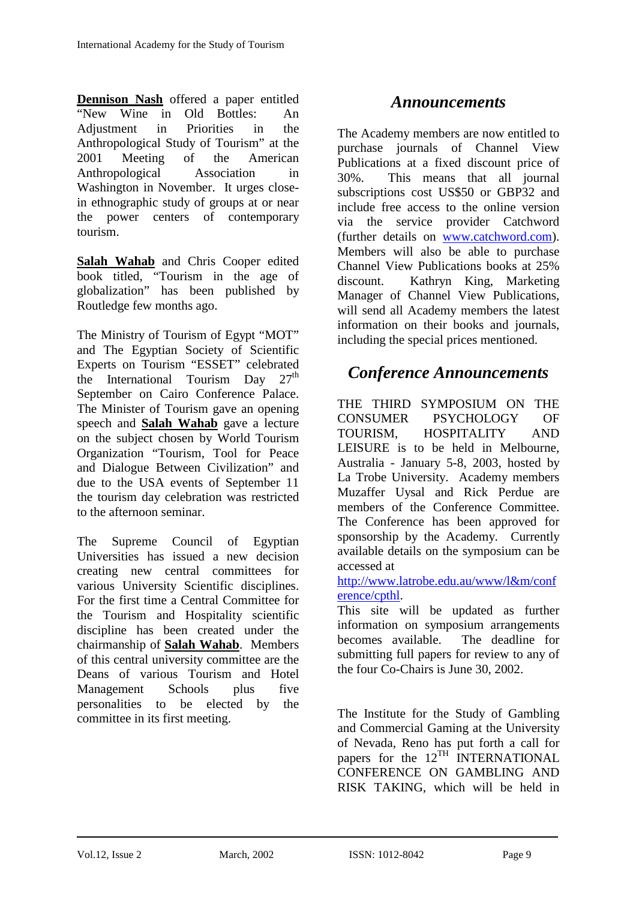**Dennison Nash** offered a paper entitled "New Wine in Old Bottles: An Adjustment in Priorities in the Anthropological Study of Tourism" at the 2001 Meeting of the American Anthropological Association in Washington in November. It urges close-in ethnographic study of groups at or near the power centers of contemporary tourism.

**Salah Wahab** and Chris Cooper edited book titled, "Tourism in the age of globalization" has been published by Routledge few months ago.

The Ministry of Tourism of Egypt "MOT" and The Egyptian Society of Scientific Experts on Tourism "ESSET" celebrated the International Tourism Day 27th September on Cairo Conference Palace. The Minister of Tourism gave an opening speech and **Salah Wahab** gave a lecture on the subject chosen by World Tourism Organization "Tourism, Tool for Peace and Dialogue Between Civilization" and due to the USA events of September 11 the tourism day celebration was restricted to the afternoon seminar.

The Supreme Council of Egyptian Universities has issued a new decision creating new central committees for various University Scientific disciplines. For the first time a Central Committee for the Tourism and Hospitality scientific discipline has been created under the chairmanship of **Salah Wahab**. Members of this central university committee are the Deans of various Tourism and Hotel Management Schools plus five personalities to be elected by the committee in its first meeting.

## *Announcements*

The Academy members are now entitled to purchase journals of Channel View Publications at a fixed discount price of 30%. This means that all journal subscriptions cost US$50 or GBP32 and include free access to the online version via the service provider Catchword (further details on www.catchword.com). Members will also be able to purchase Channel View Publications books at 25% discount. Kathryn King, Marketing Manager of Channel View Publications, will send all Academy members the latest information on their books and journals, including the special prices mentioned.

## *Conference Announcements*

THE THIRD SYMPOSIUM ON THE CONSUMER PSYCHOLOGY OF TOURISM, HOSPITALITY AND LEISURE is to be held in Melbourne, Australia - January 5-8, 2003, hosted by La Trobe University. Academy members Muzaffer Uysal and Rick Perdue are members of the Conference Committee. The Conference has been approved for sponsorship by the Academy. Currently available details on the symposium can be accessed at http://www.latrobe.edu.au/www/l&m/conference/cpthl.
This site will be updated as further information on symposium arrangements becomes available. The deadline for submitting full papers for review to any of the four Co-Chairs is June 30, 2002.

The Institute for the Study of Gambling and Commercial Gaming at the University of Nevada, Reno has put forth a call for papers for the 12TH INTERNATIONAL CONFERENCE ON GAMBLING AND RISK TAKING, which will be held in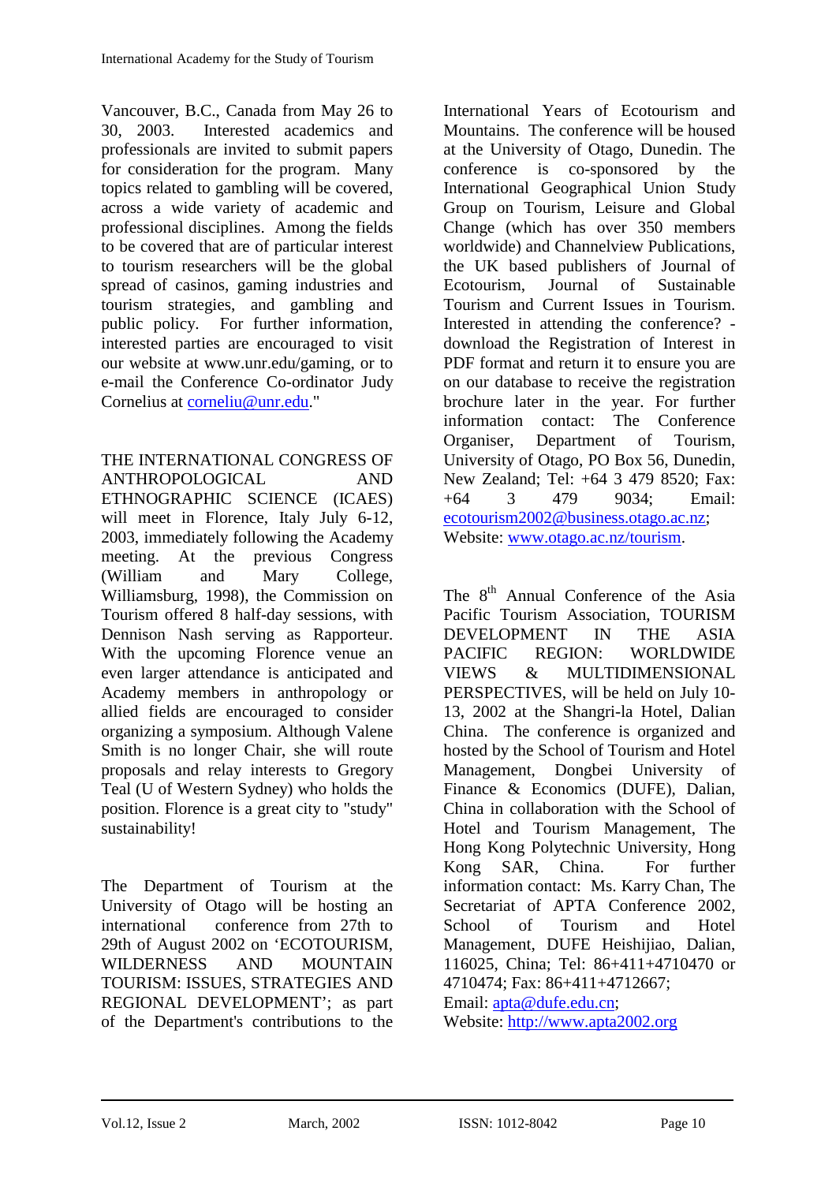Vancouver, B.C., Canada from May 26 to 30, 2003. Interested academics and professionals are invited to submit papers for consideration for the program. Many topics related to gambling will be covered, across a wide variety of academic and professional disciplines. Among the fields to be covered that are of particular interest to tourism researchers will be the global spread of casinos, gaming industries and tourism strategies, and gambling and public policy. For further information, interested parties are encouraged to visit our website at www.unr.edu/gaming, or to e-mail the Conference Co-ordinator Judy Cornelius at corneliu@unr.edu."

THE INTERNATIONAL CONGRESS OF ANTHROPOLOGICAL AND ETHNOGRAPHIC SCIENCE (ICAES) will meet in Florence, Italy July 6-12, 2003, immediately following the Academy meeting. At the previous Congress (William and Mary College, Williamsburg, 1998), the Commission on Tourism offered 8 half-day sessions, with Dennison Nash serving as Rapporteur. With the upcoming Florence venue an even larger attendance is anticipated and Academy members in anthropology or allied fields are encouraged to consider organizing a symposium. Although Valene Smith is no longer Chair, she will route proposals and relay interests to Gregory Teal (U of Western Sydney) who holds the position. Florence is a great city to "study" sustainability!

The Department of Tourism at the University of Otago will be hosting an international conference from 27th to 29th of August 2002 on 'ECOTOURISM, WILDERNESS AND MOUNTAIN TOURISM: ISSUES, STRATEGIES AND REGIONAL DEVELOPMENT'; as part of the Department's contributions to the International Years of Ecotourism and Mountains. The conference will be housed at the University of Otago, Dunedin. The conference is co-sponsored by the International Geographical Union Study Group on Tourism, Leisure and Global Change (which has over 350 members worldwide) and Channelview Publications, the UK based publishers of Journal of Ecotourism, Journal of Sustainable Tourism and Current Issues in Tourism. Interested in attending the conference? - download the Registration of Interest in PDF format and return it to ensure you are on our database to receive the registration brochure later in the year. For further information contact: The Conference Organiser, Department of Tourism, University of Otago, PO Box 56, Dunedin, New Zealand; Tel: +64 3 479 8520; Fax: +64 3 479 9034; Email: ecotourism2002@business.otago.ac.nz; Website: www.otago.ac.nz/tourism.

The 8th Annual Conference of the Asia Pacific Tourism Association, TOURISM DEVELOPMENT IN THE ASIA PACIFIC REGION: WORLDWIDE VIEWS & MULTIDIMENSIONAL PERSPECTIVES, will be held on July 10-13, 2002 at the Shangri-la Hotel, Dalian China. The conference is organized and hosted by the School of Tourism and Hotel Management, Dongbei University of Finance & Economics (DUFE), Dalian, China in collaboration with the School of Hotel and Tourism Management, The Hong Kong Polytechnic University, Hong Kong SAR, China. For further information contact: Ms. Karry Chan, The Secretariat of APTA Conference 2002, School of Tourism and Hotel Management, DUFE Heishijiao, Dalian, 116025, China; Tel: 86+411+4710470 or 4710474; Fax: 86+411+4712667;
Email: apta@dufe.edu.cn;
Website: http://www.apta2002.org